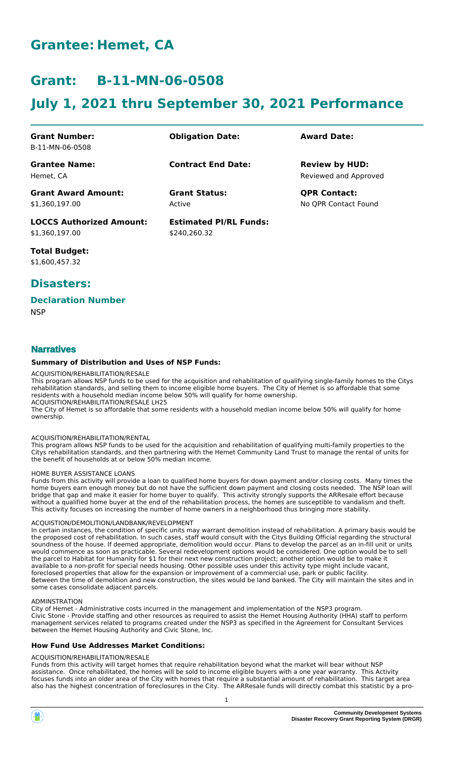# Grantee: Hemet, CA

# Grant: B-11-MN-06-0508

# July 1, 2021 thru September 30, 2021 Performance

| **Grant Number:** | **Obligation Date:** | **Award Date:** |
|---|---|---|
| B-11-MN-06-0508 | | |
| **Grantee Name:** | **Contract End Date:** | **Review by HUD:** |
| Hemet, CA | | Reviewed and Approved |
| **Grant Award Amount:** | **Grant Status:** | **QPR Contact:** |
| $1,360,197.00 | Active | No QPR Contact Found |
| **LOCCS Authorized Amount:** | **Estimated PI/RL Funds:** | |
| $1,360,197.00 | $240,260.32 | |

**Total Budget:**
$1,600,457.32

## Disasters:

### Declaration Number

NSP

### Narratives

#### Summary of Distribution and Uses of NSP Funds:

ACQUISITION/REHABILITATION/RESALE
This program allows NSP funds to be used for the acquisition and rehabilitation of qualifying single-family homes to the Citys rehabilitation standards, and selling them to income eligible home buyers. The City of Hemet is so affordable that some residents with a household median income below 50% will qualify for home ownership.
ACQUISITION/REHABILITATION/RESALE LH25
The City of Hemet is so affordable that some residents with a household median income below 50% will qualify for home ownership.

ACQUISITION/REHABILITATION/RENTAL
This program allows NSP funds to be used for the acquisition and rehabilitation of qualifying multi-family properties to the Citys rehabilitation standards, and then partnering with the Hemet Community Land Trust to manage the rental of units for the benefit of households at or below 50% median income.

HOME BUYER ASSISTANCE LOANS
Funds from this activity will provide a loan to qualified home buyers for down payment and/or closing costs. Many times the home buyers earn enough money but do not have the sufficient down payment and closing costs needed. The NSP loan will bridge that gap and make it easier for home buyer to qualify. This activity strongly supports the ARResale effort because without a qualified home buyer at the end of the rehabilitation process, the homes are susceptible to vandalism and theft. This activity focuses on increasing the number of home owners in a neighborhood thus bringing more stability.

ACQUISTION/DEMOLITION/LANDBANK/REVELOPMENT
In certain instances, the condition of specific units may warrant demolition instead of rehabilitation. A primary basis would be the proposed cost of rehabilitation. In such cases, staff would consult with the Citys Building Official regarding the structural soundness of the house. If deemed appropriate, demolition would occur. Plans to develop the parcel as an in-fill unit or units would commence as soon as practicable. Several redevelopment options would be considered. One option would be to sell the parcel to Habitat for Humanity for $1 for their next new construction project; another option would be to make it available to a non-profit for special needs housing. Other possible uses under this activity type might include vacant, foreclosed properties that allow for the expansion or improvement of a commercial use, park or public facility.
Between the time of demolition and new construction, the sites would be land banked. The City will maintain the sites and in some cases consolidate adjacent parcels.

ADMINSTRATION
City of Hemet - Administrative costs incurred in the management and implementation of the NSP3 program.
Civic Stone - Provide staffing and other resources as required to assist the Hemet Housing Authority (HHA) staff to perform management services related to programs created under the NSP3 as specified in the Agreement for Consultant Services between the Hemet Housing Authority and Civic Stone, Inc.

#### How Fund Use Addresses Market Conditions:

ACQUISITION/REHABILITATION/RESALE
Funds from this activity will target homes that require rehabilitation beyond what the market will bear without NSP assistance. Once rehabilitated, the homes will be sold to income eligible buyers with a one year warranty. This Activity focuses funds into an older area of the City with homes that require a substantial amount of rehabilitation. This target area also has the highest concentration of foreclosures in the City. The ARResale funds will directly combat this statistic by a pro-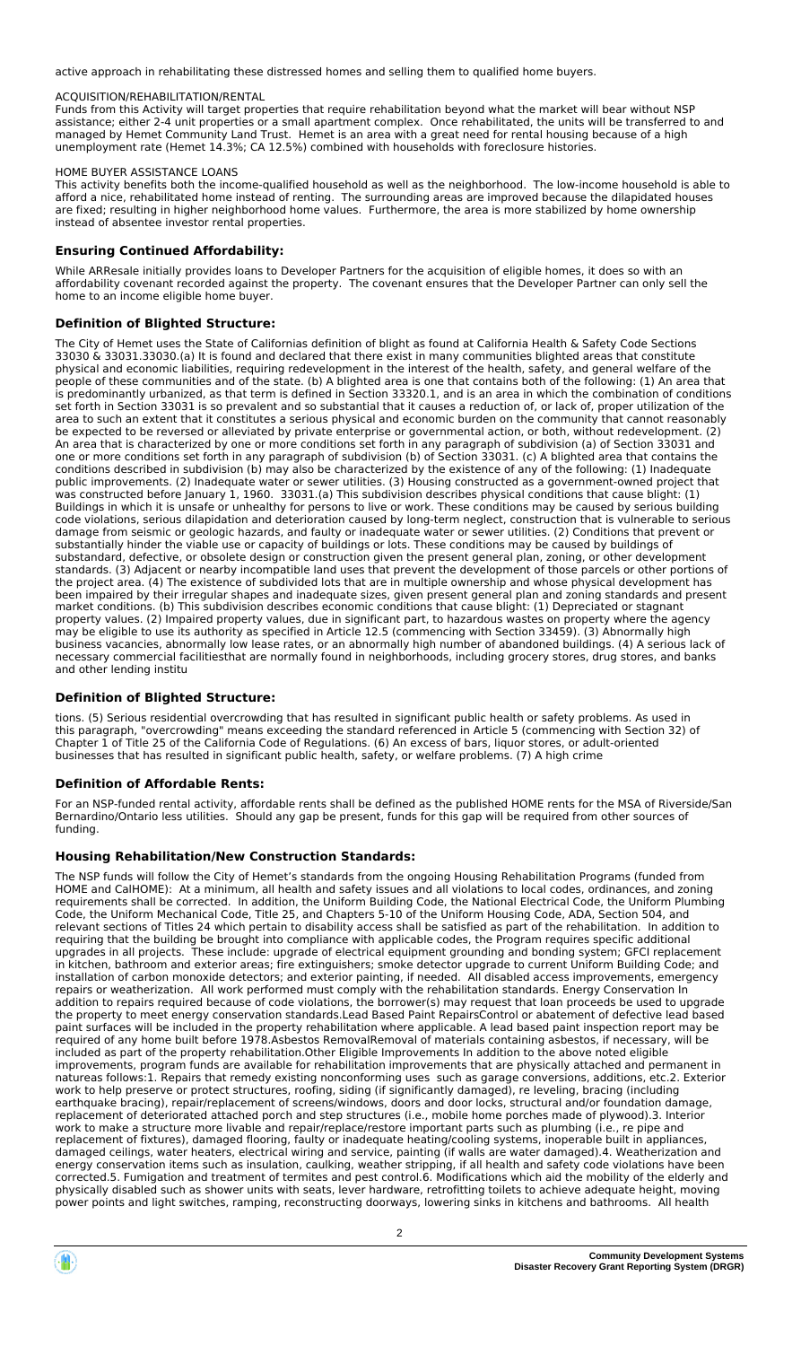active approach in rehabilitating these distressed homes and selling them to qualified home buyers.

ACQUISITION/REHABILITATION/RENTAL

Funds from this Activity will target properties that require rehabilitation beyond what the market will bear without NSP assistance; either 2-4 unit properties or a small apartment complex. Once rehabilitated, the units will be transferred to and managed by Hemet Community Land Trust. Hemet is an area with a great need for rental housing because of a high unemployment rate (Hemet 14.3%; CA 12.5%) combined with households with foreclosure histories.

HOME BUYER ASSISTANCE LOANS

This activity benefits both the income-qualified household as well as the neighborhood. The low-income household is able to afford a nice, rehabilitated home instead of renting. The surrounding areas are improved because the dilapidated houses are fixed; resulting in higher neighborhood home values. Furthermore, the area is more stabilized by home ownership instead of absentee investor rental properties.

## Ensuring Continued Affordability:

While ARResale initially provides loans to Developer Partners for the acquisition of eligible homes, it does so with an affordability covenant recorded against the property. The covenant ensures that the Developer Partner can only sell the home to an income eligible home buyer.

## Definition of Blighted Structure:

The City of Hemet uses the State of Californias definition of blight as found at California Health & Safety Code Sections 33030 & 33031.33030.(a) It is found and declared that there exist in many communities blighted areas that constitute physical and economic liabilities, requiring redevelopment in the interest of the health, safety, and general welfare of the people of these communities and of the state. (b) A blighted area is one that contains both of the following: (1) An area that is predominantly urbanized, as that term is defined in Section 33320.1, and is an area in which the combination of conditions set forth in Section 33031 is so prevalent and so substantial that it causes a reduction of, or lack of, proper utilization of the area to such an extent that it constitutes a serious physical and economic burden on the community that cannot reasonably be expected to be reversed or alleviated by private enterprise or governmental action, or both, without redevelopment. (2) An area that is characterized by one or more conditions set forth in any paragraph of subdivision (a) of Section 33031 and one or more conditions set forth in any paragraph of subdivision (b) of Section 33031. (c) A blighted area that contains the conditions described in subdivision (b) may also be characterized by the existence of any of the following: (1) Inadequate public improvements. (2) Inadequate water or sewer utilities. (3) Housing constructed as a government-owned project that was constructed before January 1, 1960. 33031.(a) This subdivision describes physical conditions that cause blight: (1) Buildings in which it is unsafe or unhealthy for persons to live or work. These conditions may be caused by serious building code violations, serious dilapidation and deterioration caused by long-term neglect, construction that is vulnerable to serious damage from seismic or geologic hazards, and faulty or inadequate water or sewer utilities. (2) Conditions that prevent or substantially hinder the viable use or capacity of buildings or lots. These conditions may be caused by buildings of substandard, defective, or obsolete design or construction given the present general plan, zoning, or other development standards. (3) Adjacent or nearby incompatible land uses that prevent the development of those parcels or other portions of the project area. (4) The existence of subdivided lots that are in multiple ownership and whose physical development has been impaired by their irregular shapes and inadequate sizes, given present general plan and zoning standards and present market conditions. (b) This subdivision describes economic conditions that cause blight: (1) Depreciated or stagnant property values. (2) Impaired property values, due in significant part, to hazardous wastes on property where the agency may be eligible to use its authority as specified in Article 12.5 (commencing with Section 33459). (3) Abnormally high business vacancies, abnormally low lease rates, or an abnormally high number of abandoned buildings. (4) A serious lack of necessary commercial facilitiesthat are normally found in neighborhoods, including grocery stores, drug stores, and banks and other lending institu

## Definition of Blighted Structure:

tions. (5) Serious residential overcrowding that has resulted in significant public health or safety problems. As used in this paragraph, "overcrowding" means exceeding the standard referenced in Article 5 (commencing with Section 32) of Chapter 1 of Title 25 of the California Code of Regulations. (6) An excess of bars, liquor stores, or adult-oriented businesses that has resulted in significant public health, safety, or welfare problems. (7) A high crime

## Definition of Affordable Rents:

For an NSP-funded rental activity, affordable rents shall be defined as the published HOME rents for the MSA of Riverside/San Bernardino/Ontario less utilities. Should any gap be present, funds for this gap will be required from other sources of funding.

## Housing Rehabilitation/New Construction Standards:

The NSP funds will follow the City of Hemet's standards from the ongoing Housing Rehabilitation Programs (funded from HOME and CalHOME): At a minimum, all health and safety issues and all violations to local codes, ordinances, and zoning requirements shall be corrected. In addition, the Uniform Building Code, the National Electrical Code, the Uniform Plumbing Code, the Uniform Mechanical Code, Title 25, and Chapters 5-10 of the Uniform Housing Code, ADA, Section 504, and relevant sections of Titles 24 which pertain to disability access shall be satisfied as part of the rehabilitation. In addition to requiring that the building be brought into compliance with applicable codes, the Program requires specific additional upgrades in all projects. These include: upgrade of electrical equipment grounding and bonding system; GFCI replacement in kitchen, bathroom and exterior areas; fire extinguishers; smoke detector upgrade to current Uniform Building Code; and installation of carbon monoxide detectors; and exterior painting, if needed. All disabled access improvements, emergency repairs or weatherization. All work performed must comply with the rehabilitation standards. Energy Conservation In addition to repairs required because of code violations, the borrower(s) may request that loan proceeds be used to upgrade the property to meet energy conservation standards.Lead Based Paint RepairsControl or abatement of defective lead based paint surfaces will be included in the property rehabilitation where applicable. A lead based paint inspection report may be required of any home built before 1978.Asbestos RemovalRemoval of materials containing asbestos, if necessary, will be included as part of the property rehabilitation.Other Eligible Improvements In addition to the above noted eligible improvements, program funds are available for rehabilitation improvements that are physically attached and permanent in natureas follows:1. Repairs that remedy existing nonconforming uses such as garage conversions, additions, etc.2. Exterior work to help preserve or protect structures, roofing, siding (if significantly damaged), re leveling, bracing (including earthquake bracing), repair/replacement of screens/windows, doors and door locks, structural and/or foundation damage, replacement of deteriorated attached porch and step structures (i.e., mobile home porches made of plywood).3. Interior work to make a structure more livable and repair/replace/restore important parts such as plumbing (i.e., re pipe and replacement of fixtures), damaged flooring, faulty or inadequate heating/cooling systems, inoperable built in appliances, damaged ceilings, water heaters, electrical wiring and service, painting (if walls are water damaged).4. Weatherization and energy conservation items such as insulation, caulking, weather stripping, if all health and safety code violations have been corrected.5. Fumigation and treatment of termites and pest control.6. Modifications which aid the mobility of the elderly and physically disabled such as shower units with seats, lever hardware, retrofitting toilets to achieve adequate height, moving power points and light switches, ramping, reconstructing doorways, lowering sinks in kitchens and bathrooms. All health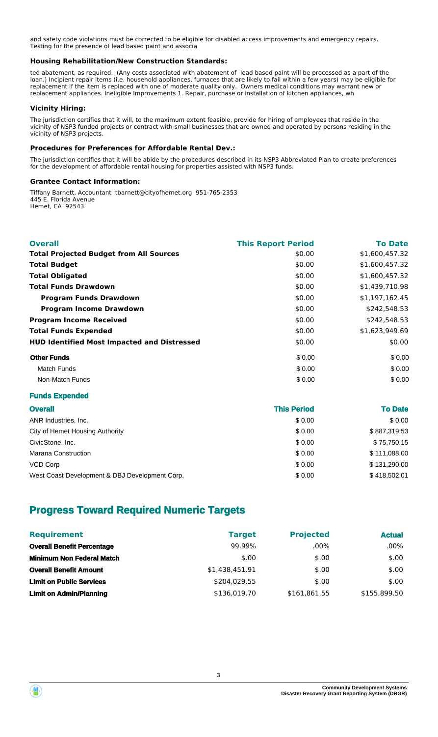and safety code violations must be corrected to be eligible for disabled access improvements and emergency repairs. Testing for the presence of lead based paint and associa

### Housing Rehabilitation/New Construction Standards:

ted abatement, as required. (Any costs associated with abatement of lead based paint will be processed as a part of the loan.) Incipient repair items (i.e. household appliances, furnaces that are likely to fail within a few years) may be eligible for replacement if the item is replaced with one of moderate quality only. Owners medical conditions may warrant new or replacement appliances. Ineligible Improvements 1. Repair, purchase or installation of kitchen appliances, wh

### Vicinity Hiring:

The jurisdiction certifies that it will, to the maximum extent feasible, provide for hiring of employees that reside in the vicinity of NSP3 funded projects or contract with small businesses that are owned and operated by persons residing in the vicinity of NSP3 projects.

### Procedures for Preferences for Affordable Rental Dev.:

The jurisdiction certifies that it will be abide by the procedures described in its NSP3 Abbreviated Plan to create preferences for the development of affordable rental housing for properties assisted with NSP3 funds.

### Grantee Contact Information:

Tiffany Barnett, Accountant tbarnett@cityofhemet.org 951-765-2353
445 E. Florida Avenue
Hemet, CA 92543

| Overall | This Report Period | To Date |
| --- | --- | --- |
| **Total Projected Budget from All Sources** | $0.00 | $1,600,457.32 |
| **Total Budget** | $0.00 | $1,600,457.32 |
| **Total Obligated** | $0.00 | $1,600,457.32 |
| **Total Funds Drawdown** | $0.00 | $1,439,710.98 |
| **Program Funds Drawdown** | $0.00 | $1,197,162.45 |
| **Program Income Drawdown** | $0.00 | $242,548.53 |
| **Program Income Received** | $0.00 | $242,548.53 |
| **Total Funds Expended** | $0.00 | $1,623,949.69 |
| **HUD Identified Most Impacted and Distressed** | $0.00 | $0.00 |
| **Other Funds** | $ 0.00 | $ 0.00 |
| Match Funds | $ 0.00 | $ 0.00 |
| Non-Match Funds | $ 0.00 | $ 0.00 |

### Funds Expended

| Overall | This Period | To Date |
| --- | --- | --- |
| ANR Industries, Inc. | $ 0.00 | $ 0.00 |
| City of Hemet Housing Authority | $ 0.00 | $ 887,319.53 |
| CivicStone, Inc. | $ 0.00 | $ 75,750.15 |
| Marana Construction | $ 0.00 | $ 111,088.00 |
| VCD Corp | $ 0.00 | $ 131,290.00 |
| West Coast Development & DBJ Development Corp. | $ 0.00 | $ 418,502.01 |

## Progress Toward Required Numeric Targets

| Requirement | Target | Projected | Actual |
| --- | --- | --- | --- |
| **Overall Benefit Percentage** | 99.99% | .00% | .00% |
| **Minimum Non Federal Match** | $.00 | $.00 | $.00 |
| **Overall Benefit Amount** | $1,438,451.91 | $.00 | $.00 |
| **Limit on Public Services** | $204,029.55 | $.00 | $.00 |
| **Limit on Admin/Planning** | $136,019.70 | $161,861.55 | $155,899.50 |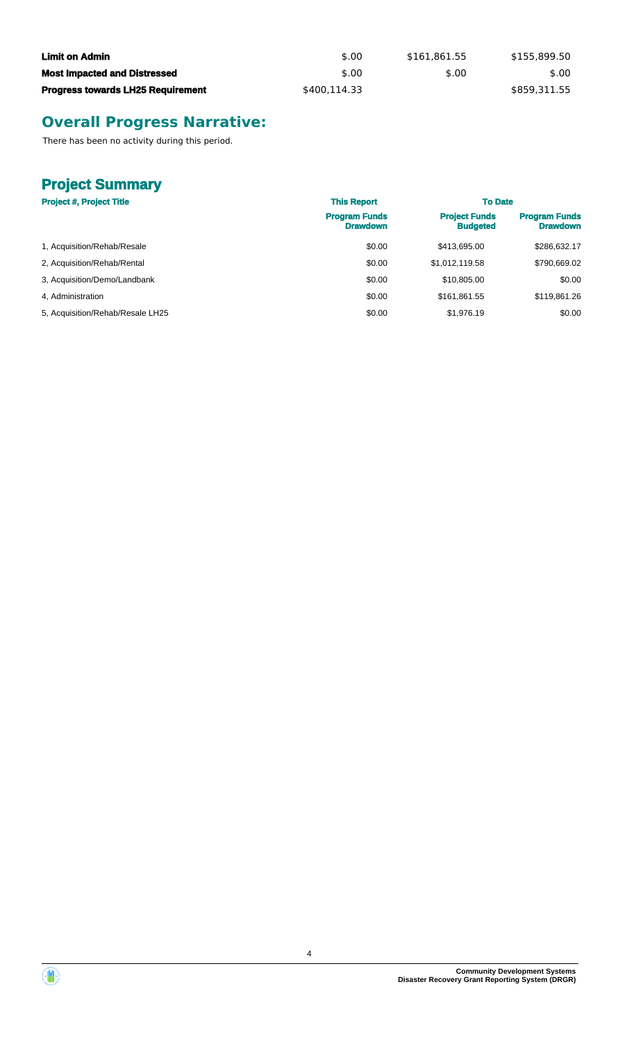| | | | |
|---|---|---|---|
| **Limit on Admin** | $.00 | $161,861.55 | $155,899.50 |
| **Most Impacted and Distressed** | $.00 | $.00 | $.00 |
| **Progress towards LH25 Requirement** | $400,114.33 | | $859,311.55 |

## Overall Progress Narrative:

There has been no activity during this period.

## Project Summary

| **Project #, Project Title** | **This Report** | **To Date** | |
|---|---|---|---|
| | **Program Funds Drawdown** | **Project Funds Budgeted** | **Program Funds Drawdown** |
| 1, Acquisition/Rehab/Resale | $0.00 | $413,695.00 | $286,632.17 |
| 2, Acquisition/Rehab/Rental | $0.00 | $1,012,119.58 | $790,669.02 |
| 3, Acquisition/Demo/Landbank | $0.00 | $10,805.00 | $0.00 |
| 4, Administration | $0.00 | $161,861.55 | $119,861.26 |
| 5, Acquisition/Rehab/Resale LH25 | $0.00 | $1,976.19 | $0.00 |